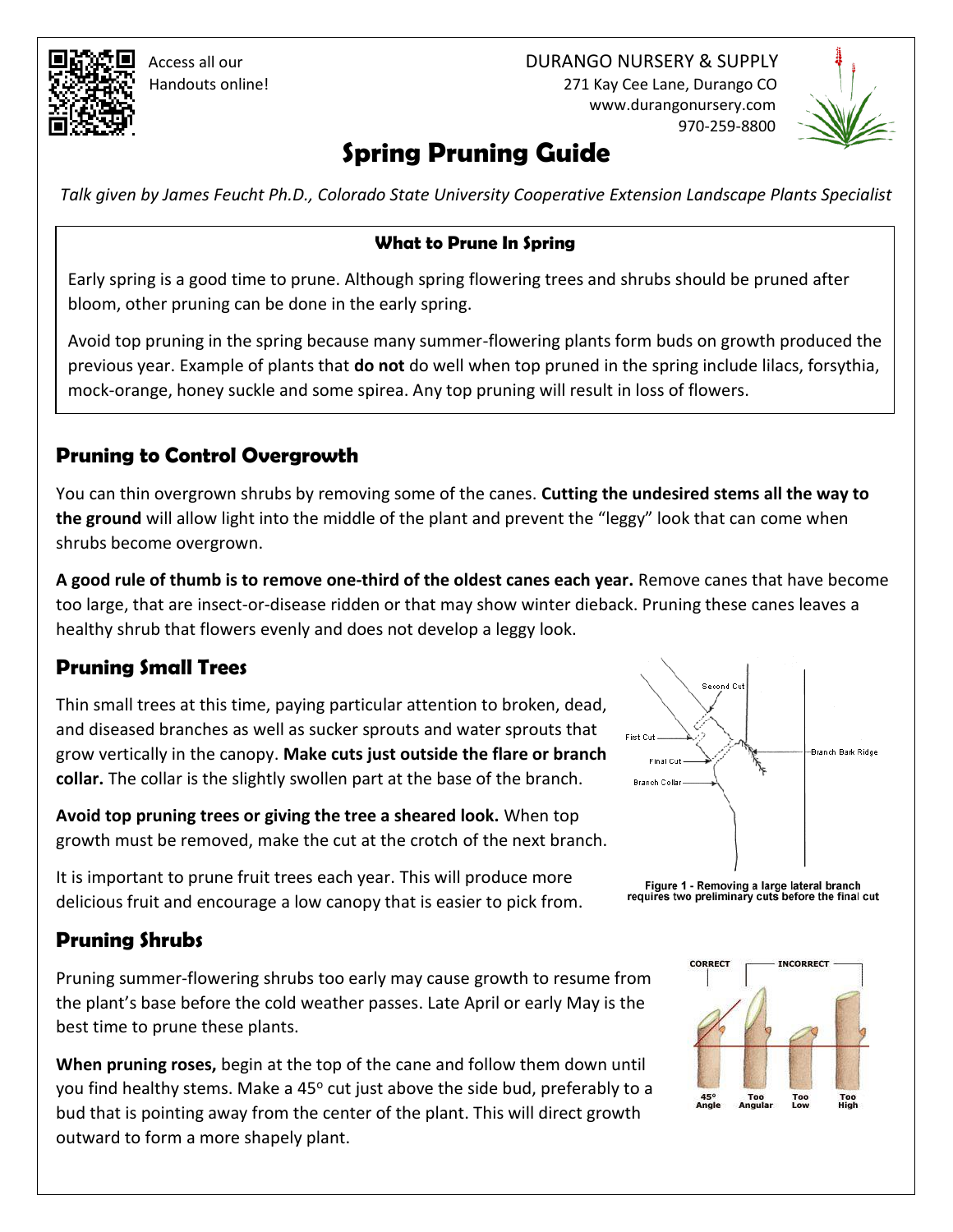Access all our Handouts online!

DURANGO NURSERY & SUPPLY
271 Kay Cee Lane, Durango CO
www.durangonursery.com
970-259-8800

# Spring Pruning Guide

*Talk given by James Feucht Ph.D., Colorado State University Cooperative Extension Landscape Plants Specialist*

### What to Prune In Spring

Early spring is a good time to prune. Although spring flowering trees and shrubs should be pruned after bloom, other pruning can be done in the early spring.

Avoid top pruning in the spring because many summer-flowering plants form buds on growth produced the previous year. Example of plants that **do not** do well when top pruned in the spring include lilacs, forsythia, mock-orange, honey suckle and some spirea. Any top pruning will result in loss of flowers.

## Pruning to Control Overgrowth

You can thin overgrown shrubs by removing some of the canes. **Cutting the undesired stems all the way to the ground** will allow light into the middle of the plant and prevent the "leggy" look that can come when shrubs become overgrown.

**A good rule of thumb is to remove one-third of the oldest canes each year.** Remove canes that have become too large, that are insect-or-disease ridden or that may show winter dieback. Pruning these canes leaves a healthy shrub that flowers evenly and does not develop a leggy look.

## Pruning Small Trees

Thin small trees at this time, paying particular attention to broken, dead, and diseased branches as well as sucker sprouts and water sprouts that grow vertically in the canopy. **Make cuts just outside the flare or branch collar.** The collar is the slightly swollen part at the base of the branch.

**Avoid top pruning trees or giving the tree a sheared look.** When top growth must be removed, make the cut at the crotch of the next branch.

It is important to prune fruit trees each year. This will produce more delicious fruit and encourage a low canopy that is easier to pick from.

Second Cut, First Cut, Final Cut, Branch Collar, Branch Bark Ridge

Figure 1 - Removing a large lateral branch requires two preliminary cuts before the final cut

## Pruning Shrubs

Pruning summer-flowering shrubs too early may cause growth to resume from the plant's base before the cold weather passes. Late April or early May is the best time to prune these plants.

**When pruning roses,** begin at the top of the cane and follow them down until you find healthy stems. Make a 45° cut just above the side bud, preferably to a bud that is pointing away from the center of the plant. This will direct growth outward to form a more shapely plant.

CORRECT: 45° Angle — INCORRECT: Too Angular, Too Low, Too High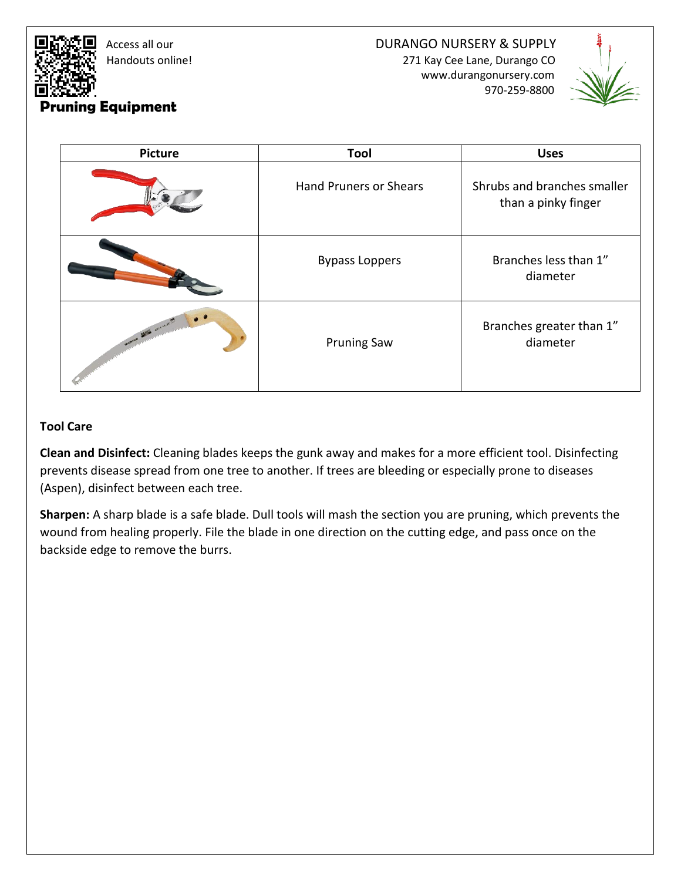Access all our Handouts online!

DURANGO NURSERY & SUPPLY
271 Kay Cee Lane, Durango CO
www.durangonursery.com
970-259-8800

# Pruning Equipment

| Picture | Tool | Uses |
| --- | --- | --- |
| | Hand Pruners or Shears | Shrubs and branches smaller than a pinky finger |
| | Bypass Loppers | Branches less than 1" diameter |
| | Pruning Saw | Branches greater than 1" diameter |

## Tool Care

**Clean and Disinfect:** Cleaning blades keeps the gunk away and makes for a more efficient tool. Disinfecting prevents disease spread from one tree to another. If trees are bleeding or especially prone to diseases (Aspen), disinfect between each tree.

**Sharpen:** A sharp blade is a safe blade. Dull tools will mash the section you are pruning, which prevents the wound from healing properly. File the blade in one direction on the cutting edge, and pass once on the backside edge to remove the burrs.